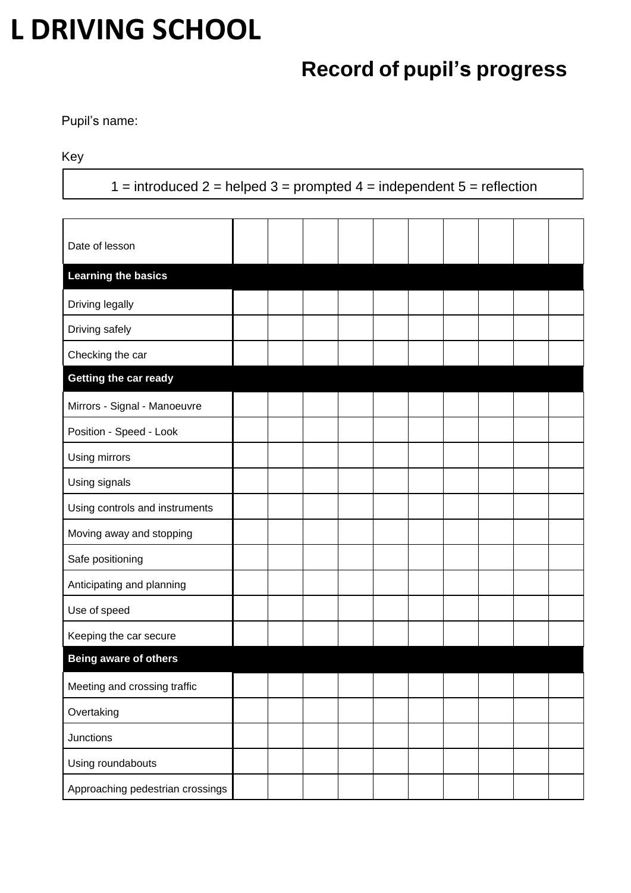# L DRIVING SCHOOL

## Record of pupil's progress

Pupil's name:

Key

| 1 = introduced 2 = helped 3 = prompted 4 = independent 5 = reflection |
|---|

| Date of lesson | | | | | | | | | | |
|---|---|---|---|---|---|---|---|---|---|---|
| **Learning the basics** | | | | | | | | | | |
| Driving legally | | | | | | | | | | |
| Driving safely | | | | | | | | | | |
| Checking the car | | | | | | | | | | |
| **Getting the car ready** | | | | | | | | | | |
| Mirrors - Signal - Manoeuvre | | | | | | | | | | |
| Position - Speed - Look | | | | | | | | | | |
| Using mirrors | | | | | | | | | | |
| Using signals | | | | | | | | | | |
| Using controls and instruments | | | | | | | | | | |
| Moving away and stopping | | | | | | | | | | |
| Safe positioning | | | | | | | | | | |
| Anticipating and planning | | | | | | | | | | |
| Use of speed | | | | | | | | | | |
| Keeping the car secure | | | | | | | | | | |
| **Being aware of others** | | | | | | | | | | |
| Meeting and crossing traffic | | | | | | | | | | |
| Overtaking | | | | | | | | | | |
| Junctions | | | | | | | | | | |
| Using roundabouts | | | | | | | | | | |
| Approaching pedestrian crossings | | | | | | | | | | |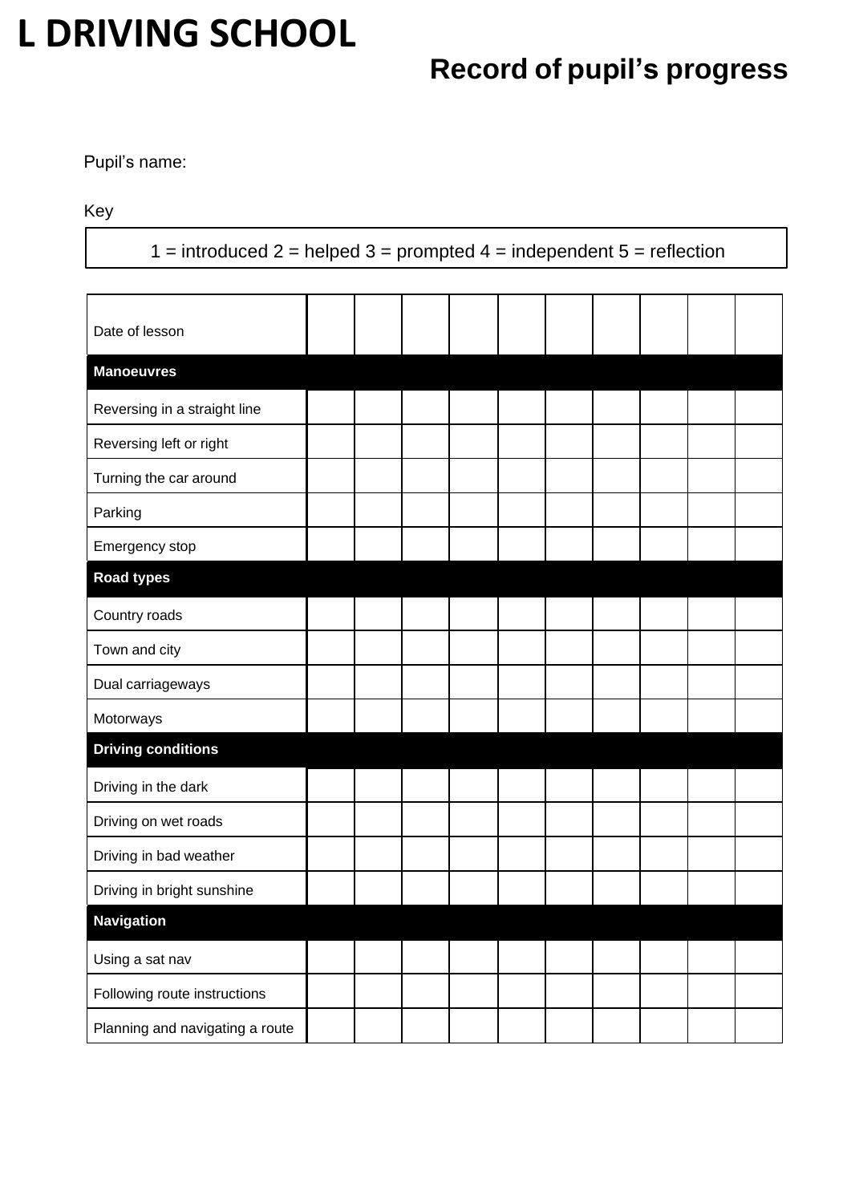# L DRIVING SCHOOL

## Record of pupil's progress

Pupil's name:

Key

1 = introduced 2 = helped 3 = prompted 4 = independent 5 = reflection

| Date of lesson | | | | | | | | | | |
|---|---|---|---|---|---|---|---|---|---|---|
| **Manoeuvres** | | | | | | | | | | |
| Reversing in a straight line | | | | | | | | | | |
| Reversing left or right | | | | | | | | | | |
| Turning the car around | | | | | | | | | | |
| Parking | | | | | | | | | | |
| Emergency stop | | | | | | | | | | |
| **Road types** | | | | | | | | | | |
| Country roads | | | | | | | | | | |
| Town and city | | | | | | | | | | |
| Dual carriageways | | | | | | | | | | |
| Motorways | | | | | | | | | | |
| **Driving conditions** | | | | | | | | | | |
| Driving in the dark | | | | | | | | | | |
| Driving on wet roads | | | | | | | | | | |
| Driving in bad weather | | | | | | | | | | |
| Driving in bright sunshine | | | | | | | | | | |
| **Navigation** | | | | | | | | | | |
| Using a sat nav | | | | | | | | | | |
| Following route instructions | | | | | | | | | | |
| Planning and navigating a route | | | | | | | | | | |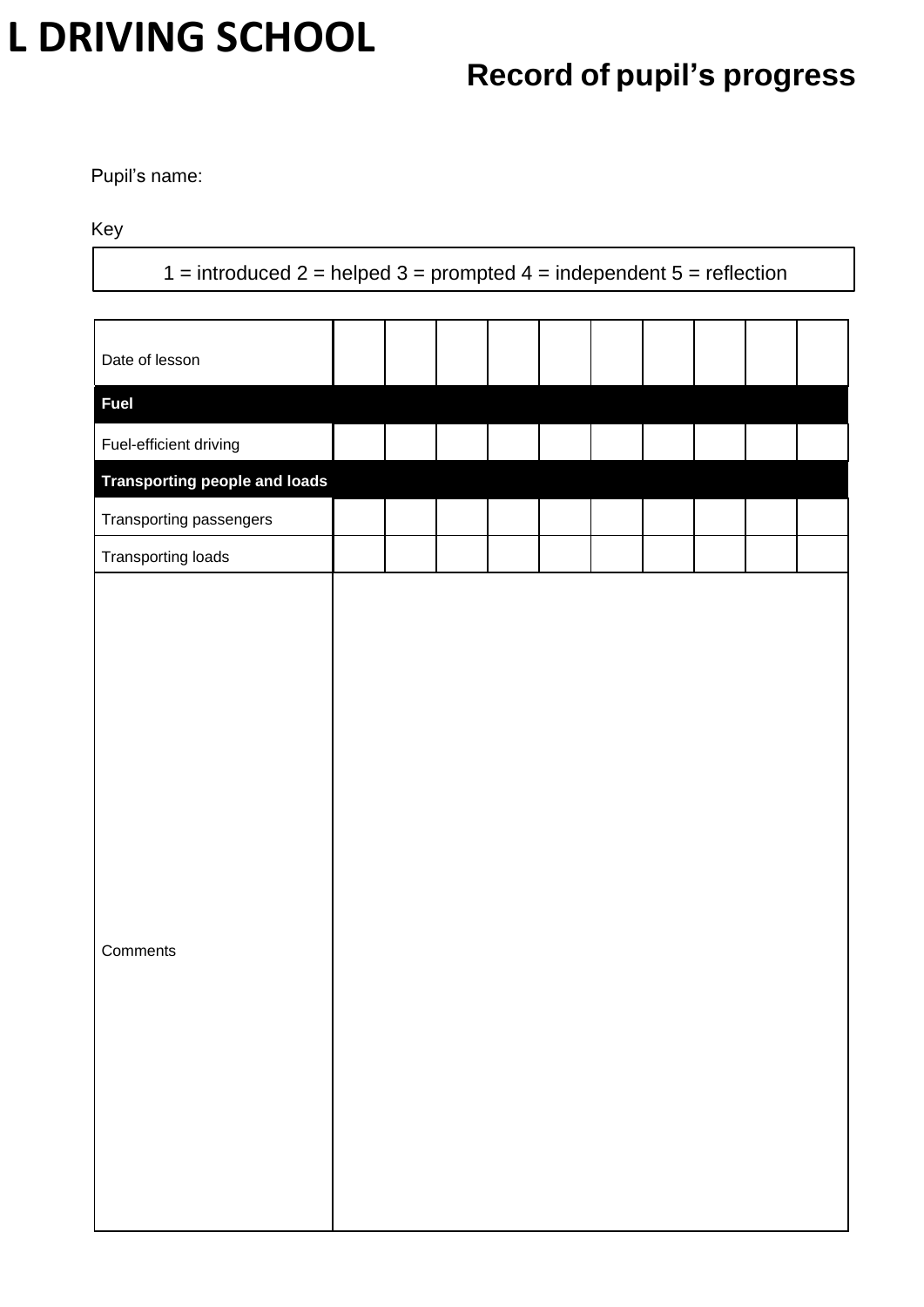# L DRIVING SCHOOL

## Record of pupil's progress

Pupil's name:

Key

| |
|---|
| 1 = introduced 2 = helped 3 = prompted 4 = independent 5 = reflection |

| Date of lesson | | | | | | | | | | |
|---|---|---|---|---|---|---|---|---|---|---|
| **Fuel** | | | | | | | | | | |
| Fuel-efficient driving | | | | | | | | | | |
| **Transporting people and loads** | | | | | | | | | | |
| Transporting passengers | | | | | | | | | | |
| Transporting loads | | | | | | | | | | |
| Comments | | | | | | | | | | |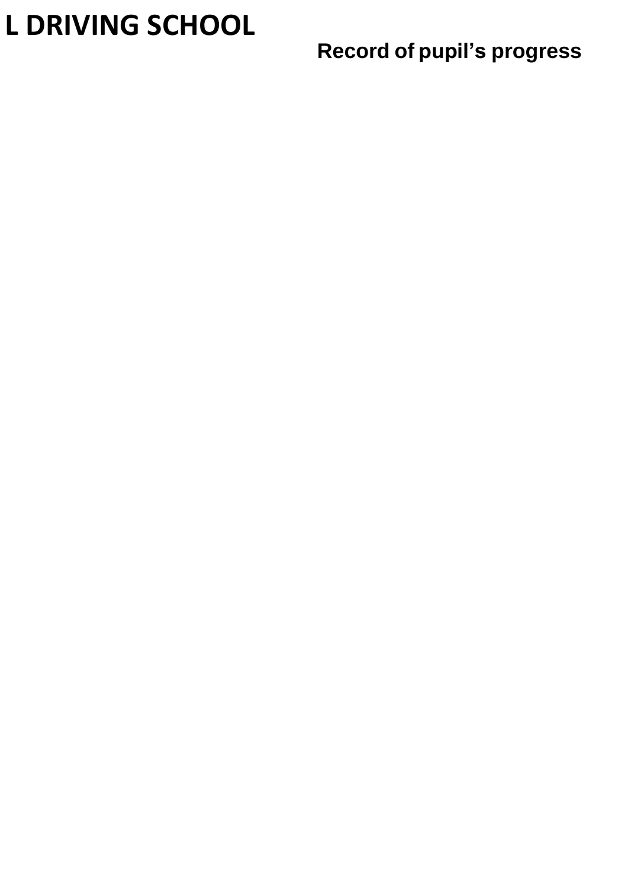# L DRIVING SCHOOL

## Record of pupil's progress